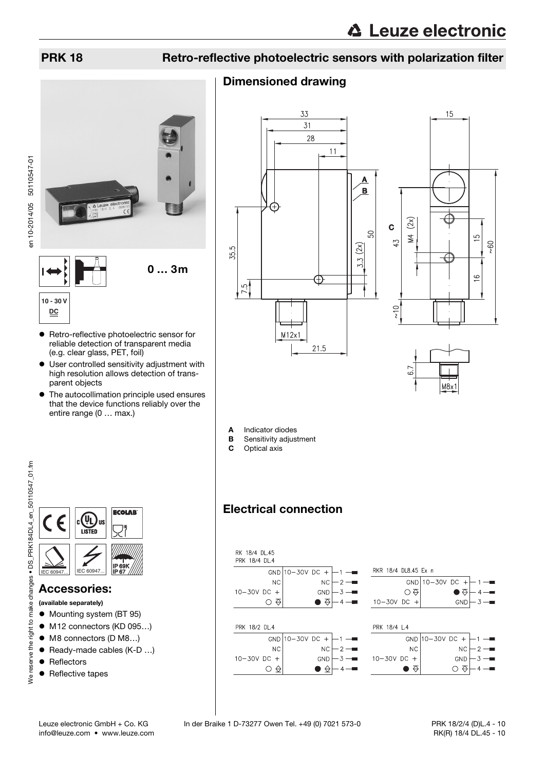# PRK 18 Retro-reflective photoelectric sensors with polarization filter

0 … 3m

10 - 30 V DC

- Retro-reflective photoelectric sensor for reliable detection of transparent media (e.g. clear glass, PET, foil)
- User controlled sensitivity adjustment with high resolution allows detection of transparent objects
- The autocollimation principle used ensures that the device functions reliably over the entire range (0 … max.)

IP 69K IP 67

## Accessories:

**(available separately)**

- Mounting system (BT 95)
- M12 connectors (KD 095…)
- M8 connectors (D M8…)
- Ready-made cables (K-D …)
- Reflectors
- Reflective tapes

## Dimensioned drawing

**A** Indicator diodes
**B** Sensitivity adjustment
**C** Optical axis

## Electrical connection

RK 18/4 DL.45
PRK 18/4 DL.4

| | | Pin |
|---|---|---|
| GND | 10–30V DC + | 1 |
| NC | NC | 2 |
| 10–30V DC + | GND | 3 |
| ○ | ● | 4 |

RKR 18/4 DL8.45 Ex n

| | | Pin |
|---|---|---|
| GND | 10–30V DC + | 1 |
| ○ | ● | 4 |
| 10–30V DC + | GND | 3 |

PRK 18/2 DL.4

| | | Pin |
|---|---|---|
| GND | 10–30V DC + | 1 |
| NC | NC | 2 |
| 10–30V DC + | GND | 3 |
| ○ | ● | 4 |

PRK 18/4 L.4

| | | Pin |
|---|---|---|
| GND | 10–30V DC + | 1 |
| NC | NC | 2 |
| 10–30V DC + | GND | 3 |
| ● | ○ | 4 |

Leuze electronic GmbH + Co. KG In der Braike 1 D-73277 Owen Tel. +49 (0) 7021 573-0
info@leuze.com • www.leuze.com

PRK 18/2/4 (D)L.4 - 10
RK(R) 18/4 DL.45 - 10

en 10-2014/05 50110547-01

We reserve the right to make changes • DS_PRK184DL4_en_50110547_01.fm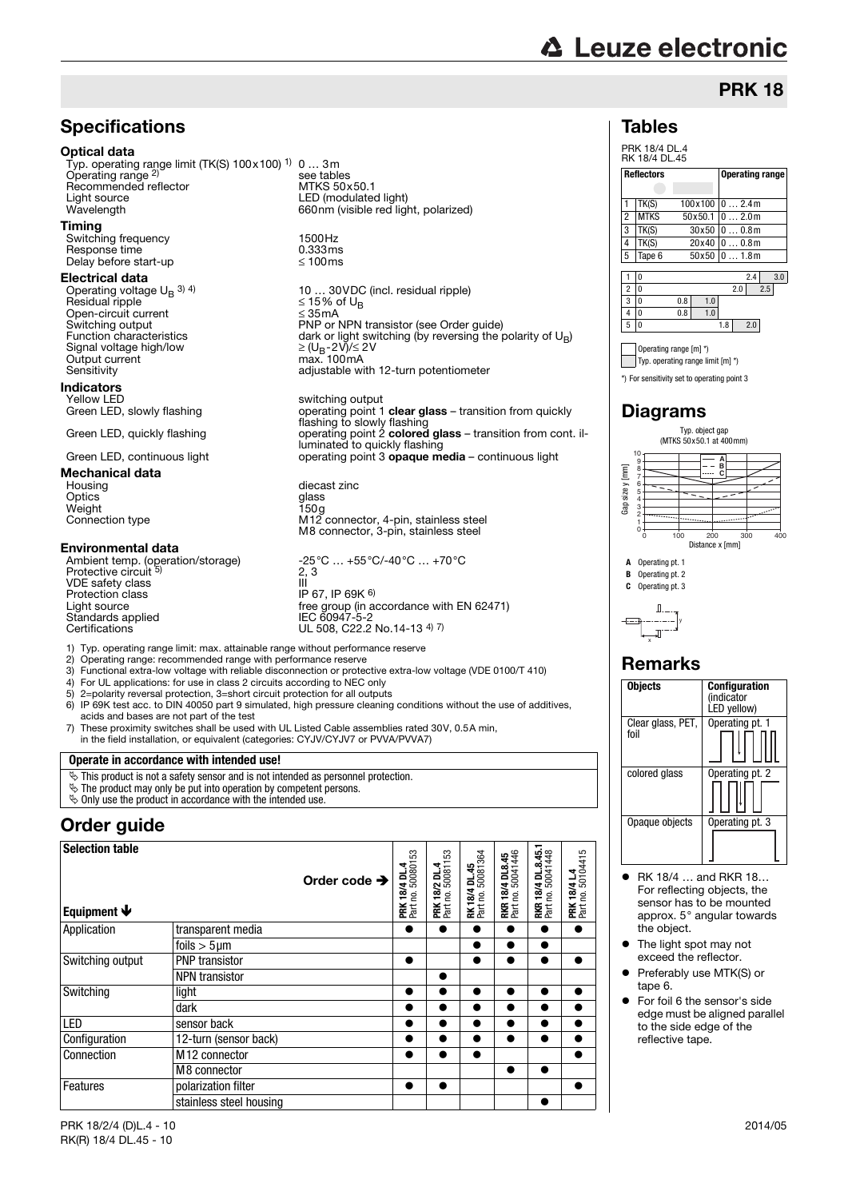# PRK 18

## Specifications

### Optical data

| | |
|---|---|
| Typ. operating range limit (TK(S) 100x100) [1] | 0 … 3m |
| Operating range [2] | see tables |
| Recommended reflector | MTKS 50x50.1 |
| Light source | LED (modulated light) |
| Wavelength | 660nm (visible red light, polarized) |

### Timing

| | |
|---|---|
| Switching frequency | 1500Hz |
| Response time | 0.333ms |
| Delay before start-up | ≤ 100ms |

### Electrical data

| | |
|---|---|
| Operating voltage $U_B$ [3) 4)] | 10 … 30VDC (incl. residual ripple) |
| Residual ripple | ≤ 15% of $U_B$ |
| Open-circuit current | ≤ 35mA |
| Switching output | PNP or NPN transistor (see Order guide) |
| Function characteristics | dark or light switching (by reversing the polarity of $U_B$) |
| Signal voltage high/low | ≥ ($U_B$-2V)/≤ 2V |
| Output current | max. 100mA |
| Sensitivity | adjustable with 12-turn potentiometer |

### Indicators

| | |
|---|---|
| Yellow LED | switching output |
| Green LED, slowly flashing | operating point 1 **clear glass** – transition from quickly flashing to slowly flashing |
| Green LED, quickly flashing | operating point 2 **colored glass** – transition from cont. illuminated to quickly flashing |
| Green LED, continuous light | operating point 3 **opaque media** – continuous light |

### Mechanical data

| | |
|---|---|
| Housing | diecast zinc |
| Optics | glass |
| Weight | 150g |
| Connection type | M12 connector, 4-pin, stainless steel<br>M8 connector, 3-pin, stainless steel |

### Environmental data

| | |
|---|---|
| Ambient temp. (operation/storage) | -25°C … +55°C/-40°C … +70°C |
| Protective circuit [5] | 2, 3 |
| VDE safety class | III |
| Protection class | IP 67, IP 69K [6] |
| Light source | free group (in accordance with EN 62471) |
| Standards applied | IEC 60947-5-2 |
| Certifications | UL 508, C22.2 No.14-13 [4) 7)] |

1) Typ. operating range limit: max. attainable range without performance reserve
2) Operating range: recommended range with performance reserve
3) Functional extra-low voltage with reliable disconnection or protective extra-low voltage (VDE 0100/T 410)
4) For UL applications: for use in class 2 circuits according to NEC only
5) 2=polarity reversal protection, 3=short circuit protection for all outputs
6) IP 69K test acc. to DIN 40050 part 9 simulated, high pressure cleaning conditions without the use of additives, acids and bases are not part of the test
7) These proximity switches shall be used with UL Listed Cable assemblies rated 30V, 0.5A min, in the field installation, or equivalent (categories: CYJV/CYJV7 or PVVA/PVVA7)

**Operate in accordance with intended use!**

- This product is not a safety sensor and is not intended as personnel protection.
- The product may only be put into operation by competent persons.
- Only use the product in accordance with the intended use.

## Order guide

| Selection table | Order code ➔ | PRK 18/4 DL.4 Part no. 50080153 | PRK 18/2 DL.4 Part no. 50081153 | RK 18/4 DL.45 Part no. 50081364 | RKR 18/4 DL8.45 Part no. 50041446 | RKR 18/4 DL.8.45.1 Part no. 50041448 | PRK 18/4 L4 Part no. 50104415 |
|---|---|---|---|---|---|---|---|
| **Equipment ↓** | | | | | | | |
| Application | transparent media | ● | ● | ● | ● | ● | ● |
| | foils > 5µm | | | ● | ● | ● | |
| Switching output | PNP transistor | ● | | ● | ● | ● | ● |
| | NPN transistor | | ● | | | | |
| Switching | light | ● | ● | ● | ● | ● | ● |
| | dark | ● | ● | ● | ● | ● | ● |
| LED | sensor back | ● | ● | ● | ● | ● | ● |
| Configuration | 12-turn (sensor back) | ● | ● | ● | ● | ● | ● |
| Connection | M12 connector | ● | ● | ● | | | ● |
| | M8 connector | | | | ● | ● | |
| Features | polarization filter | ● | ● | | | | ● |
| | stainless steel housing | | | | | ● | |

## Tables

PRK 18/4 DL.4
RK 18/4 DL.45

| | Reflectors | | Operating range |
|---|---|---|---|
| 1 | TK(S) | 100x100 | 0 … 2.4m |
| 2 | MTKS | 50x50.1 | 0 … 2.0m |
| 3 | TK(S) | 30x50 | 0 … 0.8m |
| 4 | TK(S) | 20x40 | 0 … 0.8m |
| 5 | Tape 6 | 50x50 | 0 … 1.8m |

1: 0 … 2.4 … 3.0
2: 0 … 2.0 … 2.5
3: 0 … 0.8 … 1.0
4: 0 … 0.8 … 1.0
5: 0 … 1.8 … 2.0

Operating range [m] *)
Typ. operating range limit [m] *)

*) For sensitivity set to operating point 3

## Diagrams

Typ. object gap
(MTKS 50x50.1 at 400mm)

Gap size y [mm]
10
9
8
7
6
5
4
3
2
1
0
0 100 200 300 400
Distance x [mm]

A Operating pt. 1
B Operating pt. 2
C Operating pt. 3

## Remarks

| Objects | Configuration (indicator LED yellow) |
|---|---|
| Clear glass, PET, foil | Operating pt. 1 |
| colored glass | Operating pt. 2 |
| Opaque objects | Operating pt. 3 |

- RK 18/4 … and RKR 18… For reflecting objects, the sensor has to be mounted approx. 5° angular towards the object.
- The light spot may not exceed the reflector.
- Preferably use MTK(S) or tape 6.
- For foil 6 the sensor's side edge must be aligned parallel to the side edge of the reflective tape.

PRK 18/2/4 (D)L.4 - 10
RK(R) 18/4 DL.45 - 10